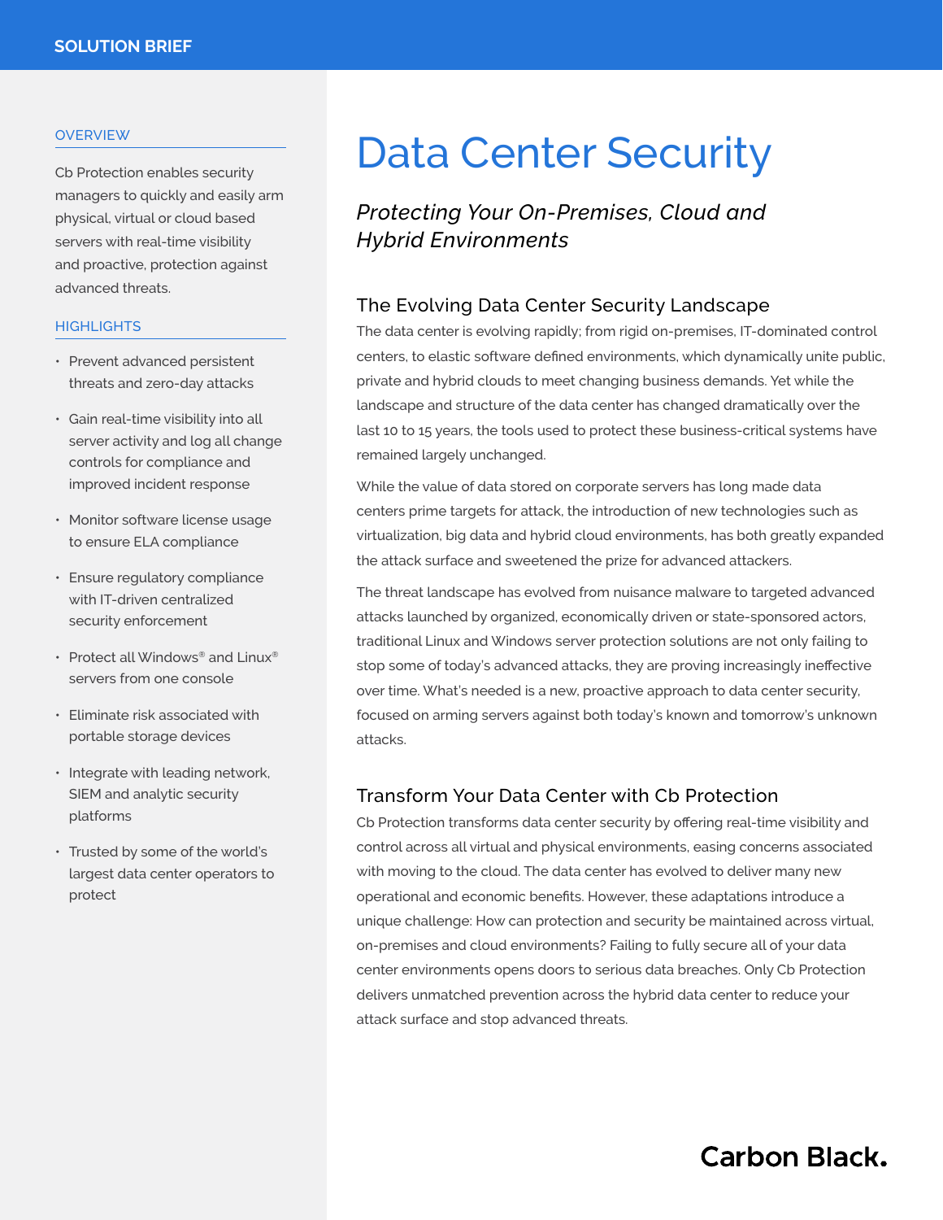SOLUTION BRIEF

# Data Center Security

*Protecting Your On-Premises, Cloud and Hybrid Environments*

## OVERVIEW

Cb Protection enables security managers to quickly and easily arm physical, virtual or cloud based servers with real-time visibility and proactive, protection against advanced threats.

## HIGHLIGHTS

- Prevent advanced persistent threats and zero-day attacks
- Gain real-time visibility into all server activity and log all change controls for compliance and improved incident response
- Monitor software license usage to ensure ELA compliance
- Ensure regulatory compliance with IT-driven centralized security enforcement
- Protect all Windows® and Linux® servers from one console
- Eliminate risk associated with portable storage devices
- Integrate with leading network, SIEM and analytic security platforms
- Trusted by some of the world's largest data center operators to protect

## The Evolving Data Center Security Landscape

The data center is evolving rapidly; from rigid on-premises, IT-dominated control centers, to elastic software defined environments, which dynamically unite public, private and hybrid clouds to meet changing business demands. Yet while the landscape and structure of the data center has changed dramatically over the last 10 to 15 years, the tools used to protect these business-critical systems have remained largely unchanged.

While the value of data stored on corporate servers has long made data centers prime targets for attack, the introduction of new technologies such as virtualization, big data and hybrid cloud environments, has both greatly expanded the attack surface and sweetened the prize for advanced attackers.

The threat landscape has evolved from nuisance malware to targeted advanced attacks launched by organized, economically driven or state-sponsored actors, traditional Linux and Windows server protection solutions are not only failing to stop some of today's advanced attacks, they are proving increasingly ineffective over time. What's needed is a new, proactive approach to data center security, focused on arming servers against both today's known and tomorrow's unknown attacks.

## Transform Your Data Center with Cb Protection

Cb Protection transforms data center security by offering real-time visibility and control across all virtual and physical environments, easing concerns associated with moving to the cloud. The data center has evolved to deliver many new operational and economic benefits. However, these adaptations introduce a unique challenge: How can protection and security be maintained across virtual, on-premises and cloud environments? Failing to fully secure all of your data center environments opens doors to serious data breaches. Only Cb Protection delivers unmatched prevention across the hybrid data center to reduce your attack surface and stop advanced threats.

Carbon Black.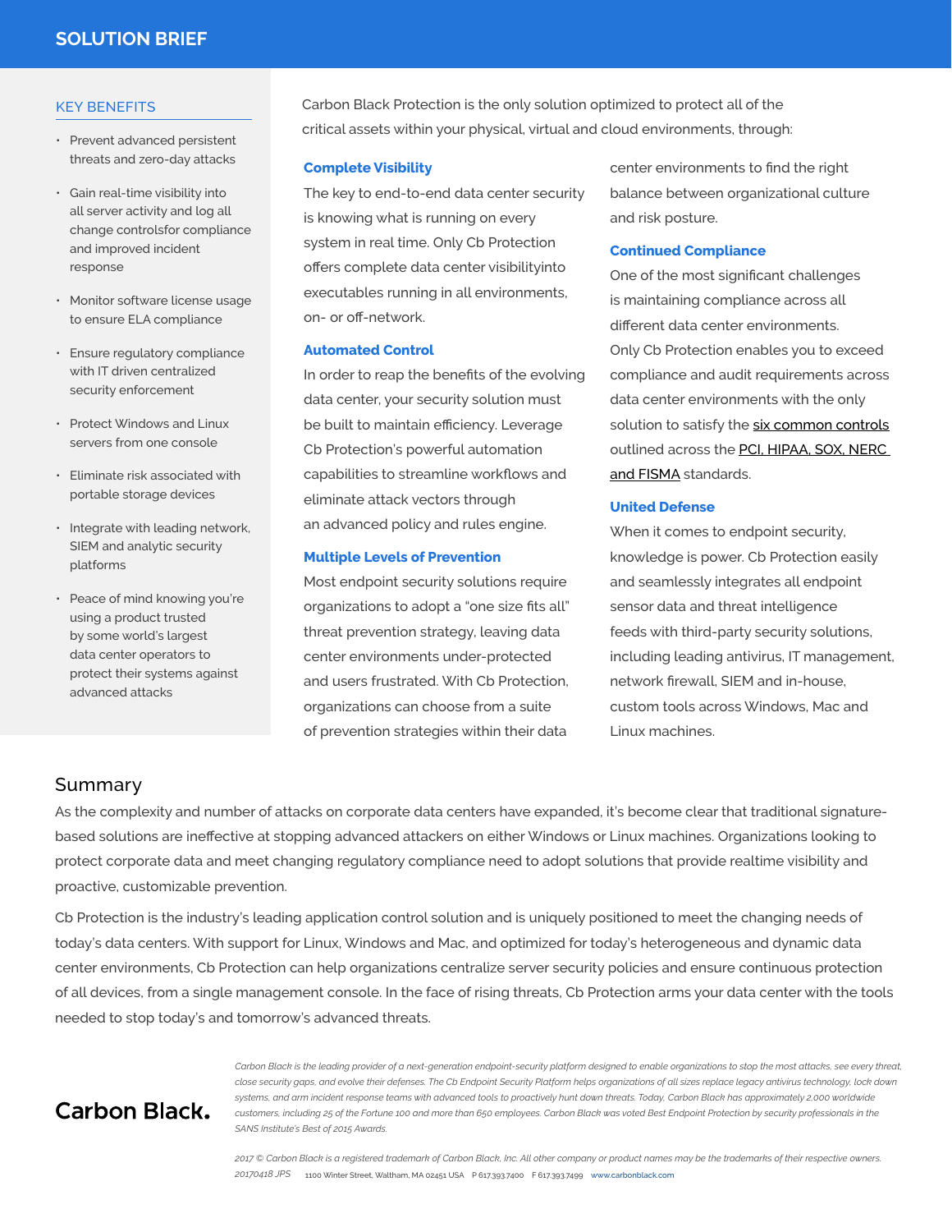SOLUTION BRIEF

## KEY BENEFITS

- Prevent advanced persistent threats and zero-day attacks
- Gain real-time visibility into all server activity and log all change controlsfor compliance and improved incident response
- Monitor software license usage to ensure ELA compliance
- Ensure regulatory compliance with IT driven centralized security enforcement
- Protect Windows and Linux servers from one console
- Eliminate risk associated with portable storage devices
- Integrate with leading network, SIEM and analytic security platforms
- Peace of mind knowing you're using a product trusted by some world's largest data center operators to protect their systems against advanced attacks

Carbon Black Protection is the only solution optimized to protect all of the critical assets within your physical, virtual and cloud environments, through:

### Complete Visibility

The key to end-to-end data center security is knowing what is running on every system in real time. Only Cb Protection offers complete data center visibilityinto executables running in all environments, on- or off-network.

### Automated Control

In order to reap the benefits of the evolving data center, your security solution must be built to maintain efficiency. Leverage Cb Protection's powerful automation capabilities to streamline workflows and eliminate attack vectors through an advanced policy and rules engine.

### Multiple Levels of Prevention

Most endpoint security solutions require organizations to adopt a "one size fits all" threat prevention strategy, leaving data center environments under-protected and users frustrated. With Cb Protection, organizations can choose from a suite of prevention strategies within their data center environments to find the right balance between organizational culture and risk posture.

### Continued Compliance

One of the most significant challenges is maintaining compliance across all different data center environments. Only Cb Protection enables you to exceed compliance and audit requirements across data center environments with the only solution to satisfy the six common controls outlined across the PCI, HIPAA, SOX, NERC and FISMA standards.

### United Defense

When it comes to endpoint security, knowledge is power. Cb Protection easily and seamlessly integrates all endpoint sensor data and threat intelligence feeds with third-party security solutions, including leading antivirus, IT management, network firewall, SIEM and in-house, custom tools across Windows, Mac and Linux machines.

## Summary

As the complexity and number of attacks on corporate data centers have expanded, it's become clear that traditional signature-based solutions are ineffective at stopping advanced attackers on either Windows or Linux machines. Organizations looking to protect corporate data and meet changing regulatory compliance need to adopt solutions that provide realtime visibility and proactive, customizable prevention.

Cb Protection is the industry's leading application control solution and is uniquely positioned to meet the changing needs of today's data centers. With support for Linux, Windows and Mac, and optimized for today's heterogeneous and dynamic data center environments, Cb Protection can help organizations centralize server security policies and ensure continuous protection of all devices, from a single management console. In the face of rising threats, Cb Protection arms your data center with the tools needed to stop today's and tomorrow's advanced threats.

Carbon Black.

*Carbon Black is the leading provider of a next-generation endpoint-security platform designed to enable organizations to stop the most attacks, see every threat, close security gaps, and evolve their defenses. The Cb Endpoint Security Platform helps organizations of all sizes replace legacy antivirus technology, lock down systems, and arm incident response teams with advanced tools to proactively hunt down threats. Today, Carbon Black has approximately 2,000 worldwide customers, including 25 of the Fortune 100 and more than 650 employees. Carbon Black was voted Best Endpoint Protection by security professionals in the SANS Institute's Best of 2015 Awards.*

*2017 © Carbon Black is a registered trademark of Carbon Black, Inc. All other company or product names may be the trademarks of their respective owners.*

*20170418 JPS* 1100 Winter Street, Waltham, MA 02451 USA P 617.393.7400 F 617.393.7499 www.carbonblack.com